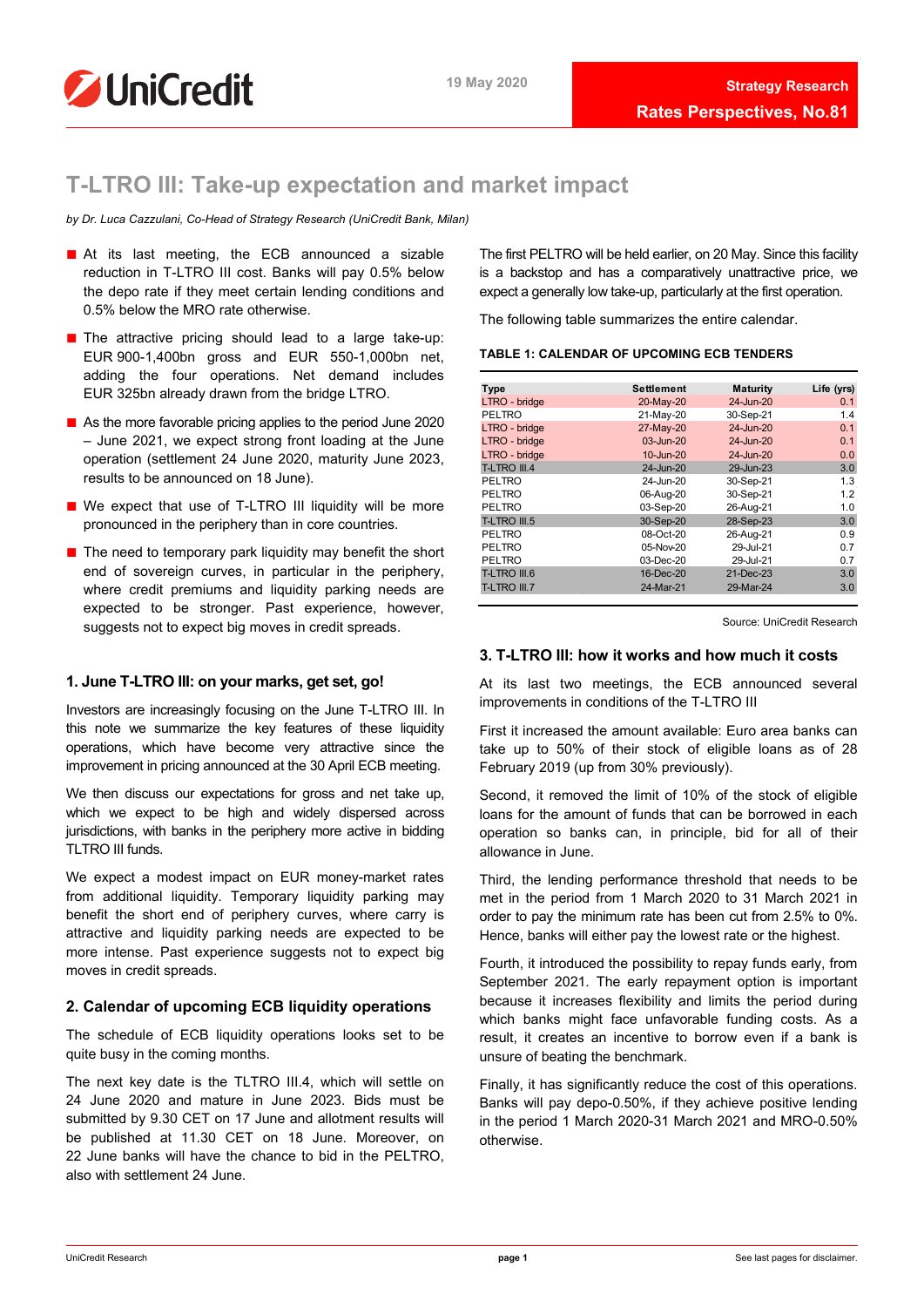UniCredit

19 May 2020

Strategy Research

Rates Perspectives, No.81

# T-LTRO III: Take-up expectation and market impact

*by Dr. Luca Cazzulani, Co-Head of Strategy Research (UniCredit Bank, Milan)*

- At its last meeting, the ECB announced a sizable reduction in T-LTRO III cost. Banks will pay 0.5% below the depo rate if they meet certain lending conditions and 0.5% below the MRO rate otherwise.
- The attractive pricing should lead to a large take-up: EUR 900-1,400bn gross and EUR 550-1,000bn net, adding the four operations. Net demand includes EUR 325bn already drawn from the bridge LTRO.
- As the more favorable pricing applies to the period June 2020 – June 2021, we expect strong front loading at the June operation (settlement 24 June 2020, maturity June 2023, results to be announced on 18 June).
- We expect that use of T-LTRO III liquidity will be more pronounced in the periphery than in core countries.
- The need to temporary park liquidity may benefit the short end of sovereign curves, in particular in the periphery, where credit premiums and liquidity parking needs are expected to be stronger. Past experience, however, suggests not to expect big moves in credit spreads.

## 1. June T-LTRO III: on your marks, get set, go!

Investors are increasingly focusing on the June T-LTRO III. In this note we summarize the key features of these liquidity operations, which have become very attractive since the improvement in pricing announced at the 30 April ECB meeting.

We then discuss our expectations for gross and net take up, which we expect to be high and widely dispersed across jurisdictions, with banks in the periphery more active in bidding TLTRO III funds.

We expect a modest impact on EUR money-market rates from additional liquidity. Temporary liquidity parking may benefit the short end of periphery curves, where carry is attractive and liquidity parking needs are expected to be more intense. Past experience suggests not to expect big moves in credit spreads.

## 2. Calendar of upcoming ECB liquidity operations

The schedule of ECB liquidity operations looks set to be quite busy in the coming months.

The next key date is the TLTRO III.4, which will settle on 24 June 2020 and mature in June 2023. Bids must be submitted by 9.30 CET on 17 June and allotment results will be published at 11.30 CET on 18 June. Moreover, on 22 June banks will have the chance to bid in the PELTRO, also with settlement 24 June.

The first PELTRO will be held earlier, on 20 May. Since this facility is a backstop and has a comparatively unattractive price, we expect a generally low take-up, particularly at the first operation.

The following table summarizes the entire calendar.

**TABLE 1: CALENDAR OF UPCOMING ECB TENDERS**

| Type | Settlement | Maturity | Life (yrs) |
|---|---|---|---|
| LTRO - bridge | 20-May-20 | 24-Jun-20 | 0.1 |
| PELTRO | 21-May-20 | 30-Sep-21 | 1.4 |
| LTRO - bridge | 27-May-20 | 24-Jun-20 | 0.1 |
| LTRO - bridge | 03-Jun-20 | 24-Jun-20 | 0.1 |
| LTRO - bridge | 10-Jun-20 | 24-Jun-20 | 0.0 |
| T-LTRO III.4 | 24-Jun-20 | 29-Jun-23 | 3.0 |
| PELTRO | 24-Jun-20 | 30-Sep-21 | 1.3 |
| PELTRO | 06-Aug-20 | 30-Sep-21 | 1.2 |
| PELTRO | 03-Sep-20 | 26-Aug-21 | 1.0 |
| T-LTRO III.5 | 30-Sep-20 | 28-Sep-23 | 3.0 |
| PELTRO | 08-Oct-20 | 26-Aug-21 | 0.9 |
| PELTRO | 05-Nov-20 | 29-Jul-21 | 0.7 |
| PELTRO | 03-Dec-20 | 29-Jul-21 | 0.7 |
| T-LTRO III.6 | 16-Dec-20 | 21-Dec-23 | 3.0 |
| T-LTRO III.7 | 24-Mar-21 | 29-Mar-24 | 3.0 |

Source: UniCredit Research

## 3. T-LTRO III: how it works and how much it costs

At its last two meetings, the ECB announced several improvements in conditions of the T-LTRO III

First it increased the amount available: Euro area banks can take up to 50% of their stock of eligible loans as of 28 February 2019 (up from 30% previously).

Second, it removed the limit of 10% of the stock of eligible loans for the amount of funds that can be borrowed in each operation so banks can, in principle, bid for all of their allowance in June.

Third, the lending performance threshold that needs to be met in the period from 1 March 2020 to 31 March 2021 in order to pay the minimum rate has been cut from 2.5% to 0%. Hence, banks will either pay the lowest rate or the highest.

Fourth, it introduced the possibility to repay funds early, from September 2021. The early repayment option is important because it increases flexibility and limits the period during which banks might face unfavorable funding costs. As a result, it creates an incentive to borrow even if a bank is unsure of beating the benchmark.

Finally, it has significantly reduce the cost of this operations. Banks will pay depo-0.50%, if they achieve positive lending in the period 1 March 2020-31 March 2021 and MRO-0.50% otherwise.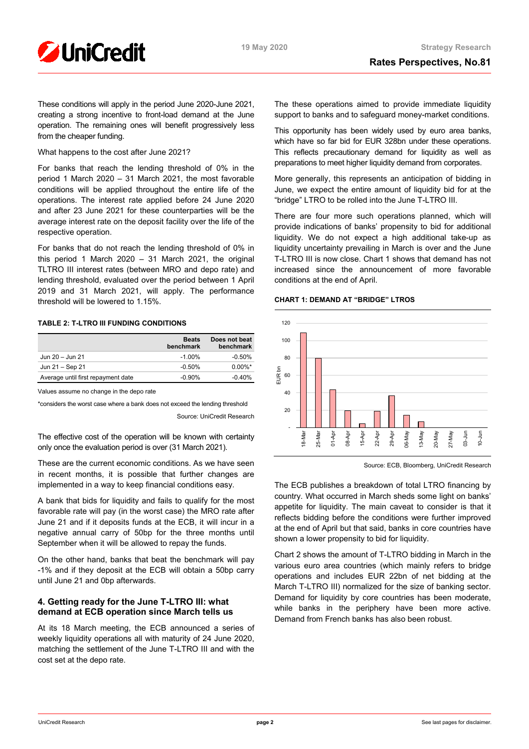These conditions will apply in the period June 2020-June 2021, creating a strong incentive to front-load demand at the June operation. The remaining ones will benefit progressively less from the cheaper funding.

What happens to the cost after June 2021?

For banks that reach the lending threshold of 0% in the period 1 March 2020 – 31 March 2021, the most favorable conditions will be applied throughout the entire life of the operations. The interest rate applied before 24 June 2020 and after 23 June 2021 for these counterparties will be the average interest rate on the deposit facility over the life of the respective operation.

For banks that do not reach the lending threshold of 0% in this period 1 March 2020 – 31 March 2021, the original TLTRO III interest rates (between MRO and depo rate) and lending threshold, evaluated over the period between 1 April 2019 and 31 March 2021, will apply. The performance threshold will be lowered to 1.15%.

**TABLE 2: T-LTRO III FUNDING CONDITIONS**

| | Beats benchmark | Does not beat benchmark |
|---|---|---|
| Jun 20 – Jun 21 | -1.00% | -0.50% |
| Jun 21 – Sep 21 | -0.50% | 0.00%* |
| Average until first repayment date | -0.90% | -0.40% |

Values assume no change in the depo rate

*considers the worst case where a bank does not exceed the lending threshold

Source: UniCredit Research

The effective cost of the operation will be known with certainty only once the evaluation period is over (31 March 2021).

These are the current economic conditions. As we have seen in recent months, it is possible that further changes are implemented in a way to keep financial conditions easy.

A bank that bids for liquidity and fails to qualify for the most favorable rate will pay (in the worst case) the MRO rate after June 21 and if it deposits funds at the ECB, it will incur in a negative annual carry of 50bp for the three months until September when it will be allowed to repay the funds.

On the other hand, banks that beat the benchmark will pay -1% and if they deposit at the ECB will obtain a 50bp carry until June 21 and 0bp afterwards.

## 4. Getting ready for the June T-LTRO III: what demand at ECB operation since March tells us

At its 18 March meeting, the ECB announced a series of weekly liquidity operations all with maturity of 24 June 2020, matching the settlement of the June T-LTRO III and with the cost set at the depo rate.

The these operations aimed to provide immediate liquidity support to banks and to safeguard money-market conditions.

This opportunity has been widely used by euro area banks, which have so far bid for EUR 328bn under these operations. This reflects precautionary demand for liquidity as well as preparations to meet higher liquidity demand from corporates.

More generally, this represents an anticipation of bidding in June, we expect the entire amount of liquidity bid for at the "bridge" LTRO to be rolled into the June T-LTRO III.

There are four more such operations planned, which will provide indications of banks' propensity to bid for additional liquidity. We do not expect a high additional take-up as liquidity uncertainty prevailing in March is over and the June T-LTRO III is now close. Chart 1 shows that demand has not increased since the announcement of more favorable conditions at the end of April.

**CHART 1: DEMAND AT "BRIDGE" LTROS**

Source: ECB, Bloomberg, UniCredit Research

The ECB publishes a breakdown of total LTRO financing by country. What occurred in March sheds some light on banks' appetite for liquidity. The main caveat to consider is that it reflects bidding before the conditions were further improved at the end of April but that said, banks in core countries have shown a lower propensity to bid for liquidity.

Chart 2 shows the amount of T-LTRO bidding in March in the various euro area countries (which mainly refers to bridge operations and includes EUR 22bn of net bidding at the March T-LTRO III) normalized for the size of banking sector. Demand for liquidity by core countries has been moderate, while banks in the periphery have been more active. Demand from French banks has also been robust.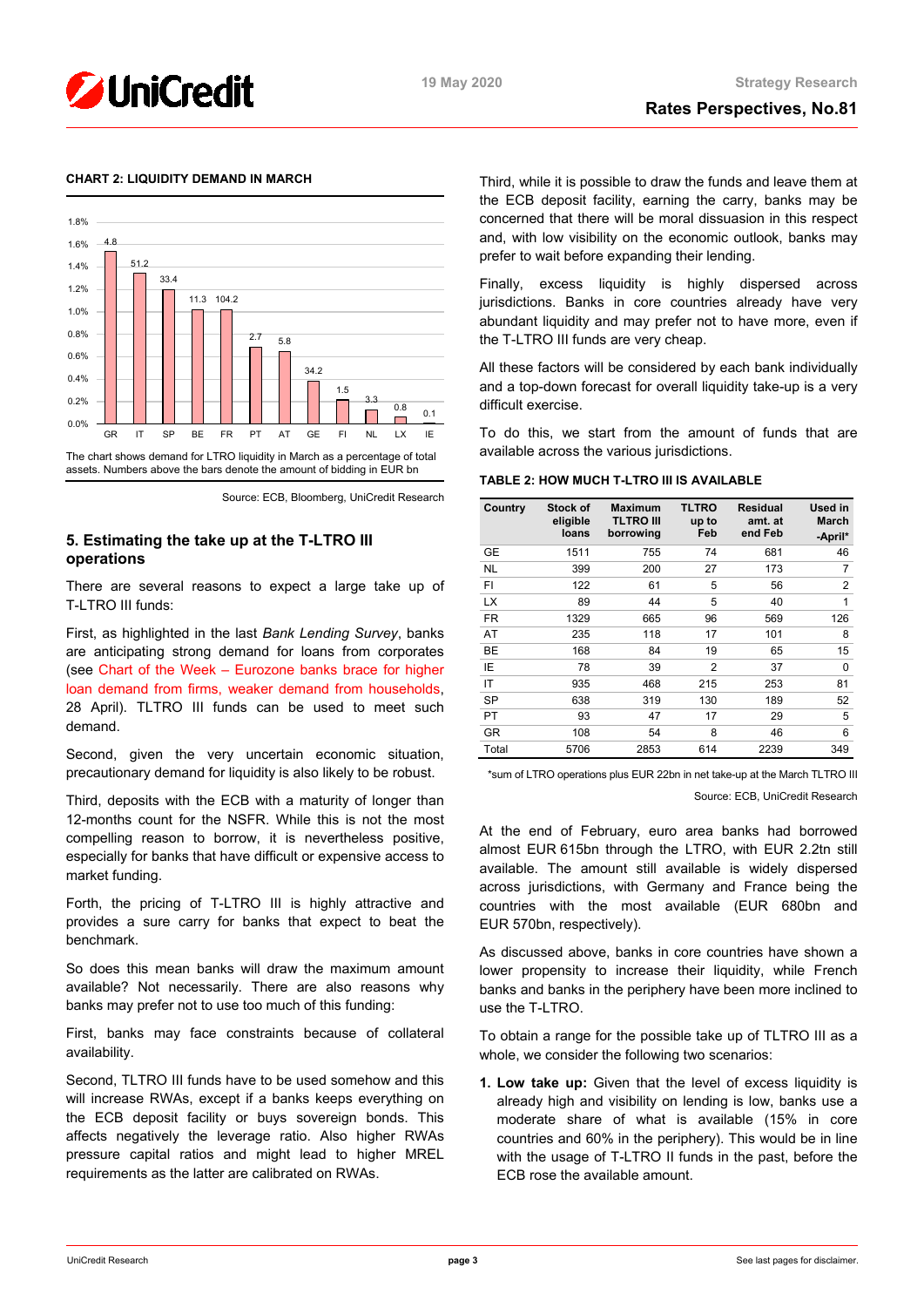**CHART 2: LIQUIDITY DEMAND IN MARCH**

The chart shows demand for LTRO liquidity in March as a percentage of total assets. Numbers above the bars denote the amount of bidding in EUR bn

Source: ECB, Bloomberg, UniCredit Research

## 5. Estimating the take up at the T-LTRO III operations

There are several reasons to expect a large take up of T-LTRO III funds:

First, as highlighted in the last *Bank Lending Survey*, banks are anticipating strong demand for loans from corporates (see Chart of the Week – Eurozone banks brace for higher loan demand from firms, weaker demand from households, 28 April). TLTRO III funds can be used to meet such demand.

Second, given the very uncertain economic situation, precautionary demand for liquidity is also likely to be robust.

Third, deposits with the ECB with a maturity of longer than 12-months count for the NSFR. While this is not the most compelling reason to borrow, it is nevertheless positive, especially for banks that have difficult or expensive access to market funding.

Forth, the pricing of T-LTRO III is highly attractive and provides a sure carry for banks that expect to beat the benchmark.

So does this mean banks will draw the maximum amount available? Not necessarily. There are also reasons why banks may prefer not to use too much of this funding:

First, banks may face constraints because of collateral availability.

Second, TLTRO III funds have to be used somehow and this will increase RWAs, except if a banks keeps everything on the ECB deposit facility or buys sovereign bonds. This affects negatively the leverage ratio. Also higher RWAs pressure capital ratios and might lead to higher MREL requirements as the latter are calibrated on RWAs.

Third, while it is possible to draw the funds and leave them at the ECB deposit facility, earning the carry, banks may be concerned that there will be moral dissuasion in this respect and, with low visibility on the economic outlook, banks may prefer to wait before expanding their lending.

Finally, excess liquidity is highly dispersed across jurisdictions. Banks in core countries already have very abundant liquidity and may prefer not to have more, even if the T-LTRO III funds are very cheap.

All these factors will be considered by each bank individually and a top-down forecast for overall liquidity take-up is a very difficult exercise.

To do this, we start from the amount of funds that are available across the various jurisdictions.

**TABLE 2: HOW MUCH T-LTRO III IS AVAILABLE**

| Country | Stock of eligible loans | Maximum TLTRO III borrowing | TLTRO up to Feb | Residual amt. at end Feb | Used in March -April* |
|---|---|---|---|---|---|
| GE | 1511 | 755 | 74 | 681 | 46 |
| NL | 399 | 200 | 27 | 173 | 7 |
| FI | 122 | 61 | 5 | 56 | 2 |
| LX | 89 | 44 | 5 | 40 | 1 |
| FR | 1329 | 665 | 96 | 569 | 126 |
| AT | 235 | 118 | 17 | 101 | 8 |
| BE | 168 | 84 | 19 | 65 | 15 |
| IE | 78 | 39 | 2 | 37 | 0 |
| IT | 935 | 468 | 215 | 253 | 81 |
| SP | 638 | 319 | 130 | 189 | 52 |
| PT | 93 | 47 | 17 | 29 | 5 |
| GR | 108 | 54 | 8 | 46 | 6 |
| Total | 5706 | 2853 | 614 | 2239 | 349 |

*sum of LTRO operations plus EUR 22bn in net take-up at the March TLTRO III

Source: ECB, UniCredit Research

At the end of February, euro area banks had borrowed almost EUR 615bn through the LTRO, with EUR 2.2tn still available. The amount still available is widely dispersed across jurisdictions, with Germany and France being the countries with the most available (EUR 680bn and EUR 570bn, respectively).

As discussed above, banks in core countries have shown a lower propensity to increase their liquidity, while French banks and banks in the periphery have been more inclined to use the T-LTRO.

To obtain a range for the possible take up of TLTRO III as a whole, we consider the following two scenarios:

1. **Low take up:** Given that the level of excess liquidity is already high and visibility on lending is low, banks use a moderate share of what is available (15% in core countries and 60% in the periphery). This would be in line with the usage of T-LTRO II funds in the past, before the ECB rose the available amount.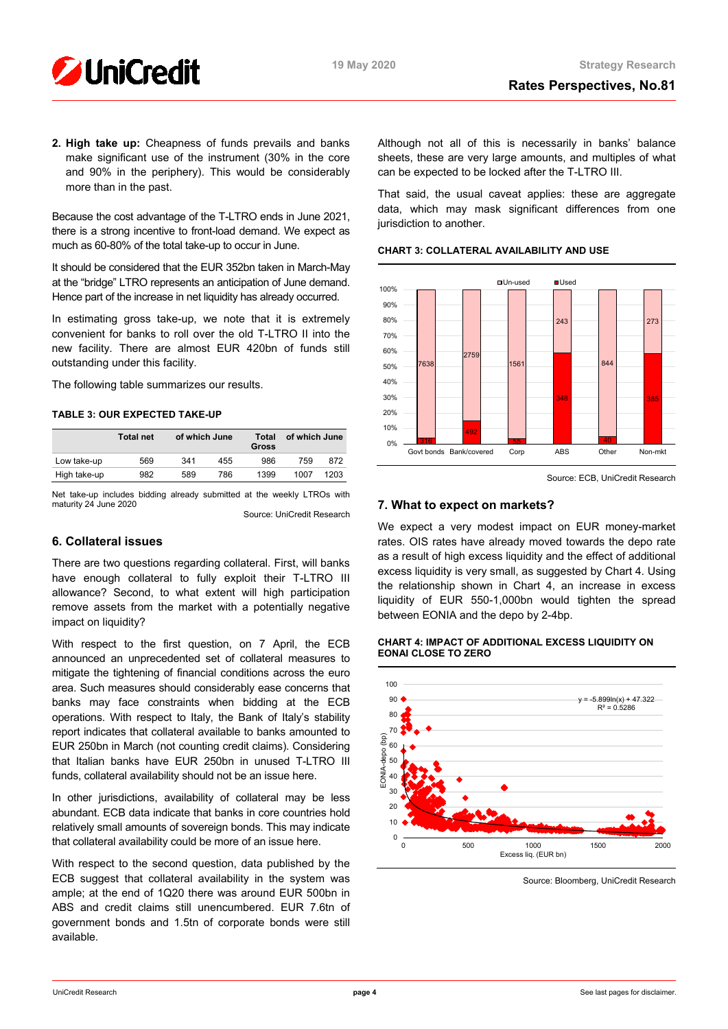**2. High take up:** Cheapness of funds prevails and banks make significant use of the instrument (30% in the core and 90% in the periphery). This would be considerably more than in the past.

Because the cost advantage of the T-LTRO ends in June 2021, there is a strong incentive to front-load demand. We expect as much as 60-80% of the total take-up to occur in June.

It should be considered that the EUR 352bn taken in March-May at the "bridge" LTRO represents an anticipation of June demand. Hence part of the increase in net liquidity has already occurred.

In estimating gross take-up, we note that it is extremely convenient for banks to roll over the old T-LTRO II into the new facility. There are almost EUR 420bn of funds still outstanding under this facility.

The following table summarizes our results.

**TABLE 3: OUR EXPECTED TAKE-UP**

| | Total net | of which June | | Total Gross | of which June | |
|---|---|---|---|---|---|---|
| Low take-up | 569 | 341 | 455 | 986 | 759 | 872 |
| High take-up | 982 | 589 | 786 | 1399 | 1007 | 1203 |

Net take-up includes bidding already submitted at the weekly LTROs with maturity 24 June 2020

Source: UniCredit Research

## 6. Collateral issues

There are two questions regarding collateral. First, will banks have enough collateral to fully exploit their T-LTRO III allowance? Second, to what extent will high participation remove assets from the market with a potentially negative impact on liquidity?

With respect to the first question, on 7 April, the ECB announced an unprecedented set of collateral measures to mitigate the tightening of financial conditions across the euro area. Such measures should considerably ease concerns that banks may face constraints when bidding at the ECB operations. With respect to Italy, the Bank of Italy's stability report indicates that collateral available to banks amounted to EUR 250bn in March (not counting credit claims). Considering that Italian banks have EUR 250bn in unused T-LTRO III funds, collateral availability should not be an issue here.

In other jurisdictions, availability of collateral may be less abundant. ECB data indicate that banks in core countries hold relatively small amounts of sovereign bonds. This may indicate that collateral availability could be more of an issue here.

With respect to the second question, data published by the ECB suggest that collateral availability in the system was ample; at the end of 1Q20 there was around EUR 500bn in ABS and credit claims still unencumbered. EUR 7.6tn of government bonds and 1.5tn of corporate bonds were still available.

Although not all of this is necessarily in banks' balance sheets, these are very large amounts, and multiples of what can be expected to be locked after the T-LTRO III.

That said, the usual caveat applies: these are aggregate data, which may mask significant differences from one jurisdiction to another.

**CHART 3: COLLATERAL AVAILABILITY AND USE**

| | Un-used | Used |
|---|---|---|
| Govt bonds | 7638 | 310 |
| Bank/covered | 2759 | 492 |
| Corp | 1561 | 55 |
| ABS | 243 | 348 |
| Other | 844 | 40 |
| Non-mkt | 273 | 385 |

Source: ECB, UniCredit Research

## 7. What to expect on markets?

We expect a very modest impact on EUR money-market rates. OIS rates have already moved towards the depo rate as a result of high excess liquidity and the effect of additional excess liquidity is very small, as suggested by Chart 4. Using the relationship shown in Chart 4, an increase in excess liquidity of EUR 550-1,000bn would tighten the spread between EONIA and the depo by 2-4bp.

**CHART 4: IMPACT OF ADDITIONAL EXCESS LIQUIDITY ON EONAI CLOSE TO ZERO**

$y = -5.899\ln(x) + 47.322$, $R^2 = 0.5286$ (y-axis: EONIA-depo (bp); x-axis: Excess liq. (EUR bn))

Source: Bloomberg, UniCredit Research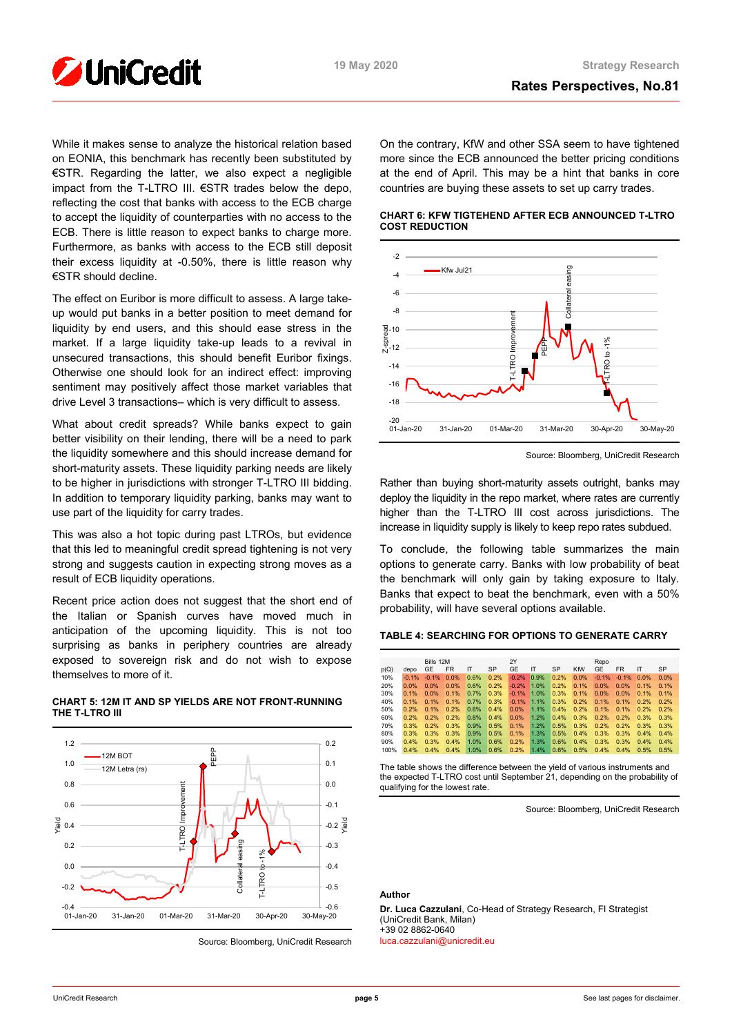While it makes sense to analyze the historical relation based on EONIA, this benchmark has recently been substituted by €STR. Regarding the latter, we also expect a negligible impact from the T-LTRO III. €STR trades below the depo, reflecting the cost that banks with access to the ECB charge to accept the liquidity of counterparties with no access to the ECB. There is little reason to expect banks to charge more. Furthermore, as banks with access to the ECB still deposit their excess liquidity at -0.50%, there is little reason why €STR should decline.

The effect on Euribor is more difficult to assess. A large take-up would put banks in a better position to meet demand for liquidity by end users, and this should ease stress in the market. If a large liquidity take-up leads to a revival in unsecured transactions, this should benefit Euribor fixings. Otherwise one should look for an indirect effect: improving sentiment may positively affect those market variables that drive Level 3 transactions– which is very difficult to assess.

What about credit spreads? While banks expect to gain better visibility on their lending, there will be a need to park the liquidity somewhere and this should increase demand for short-maturity assets. These liquidity parking needs are likely to be higher in jurisdictions with stronger T-LTRO III bidding. In addition to temporary liquidity parking, banks may want to use part of the liquidity for carry trades.

This was also a hot topic during past LTROs, but evidence that this led to meaningful credit spread tightening is not very strong and suggests caution in expecting strong moves as a result of ECB liquidity operations.

Recent price action does not suggest that the short end of the Italian or Spanish curves have moved much in anticipation of the upcoming liquidity. This is not too surprising as banks in periphery countries are already exposed to sovereign risk and do not wish to expose themselves to more of it.

**CHART 5: 12M IT AND SP YIELDS ARE NOT FRONT-RUNNING THE T-LTRO III**

Source: Bloomberg, UniCredit Research

On the contrary, KfW and other SSA seem to have tightened more since the ECB announced the better pricing conditions at the end of April. This may be a hint that banks in core countries are buying these assets to set up carry trades.

**CHART 6: KFW TIGTEHEND AFTER ECB ANNOUNCED T-LTRO COST REDUCTION**

Source: Bloomberg, UniCredit Research

Rather than buying short-maturity assets outright, banks may deploy the liquidity in the repo market, where rates are currently higher than the T-LTRO III cost across jurisdictions. The increase in liquidity supply is likely to keep repo rates subdued.

To conclude, the following table summarizes the main options to generate carry. Banks with low probability of beat the benchmark will only gain by taking exposure to Italy. Banks that expect to beat the benchmark, even with a 50% probability, will have several options available.

**TABLE 4: SEARCHING FOR OPTIONS TO GENERATE CARRY**

| | | Bills 12M | | | | 2Y | | | | Repo | | | |
|---|---|---|---|---|---|---|---|---|---|---|---|---|---|
| p(Q) | depo | GE | FR | IT | SP | GE | IT | SP | KfW | GE | FR | IT | SP |
| 10% | -0.1% | -0.1% | 0.0% | 0.6% | 0.2% | -0.2% | 0.9% | 0.2% | 0.0% | -0.1% | -0.1% | 0.0% | 0.0% |
| 20% | 0.0% | 0.0% | 0.0% | 0.6% | 0.2% | -0.2% | 1.0% | 0.2% | 0.1% | 0.0% | 0.0% | 0.1% | 0.1% |
| 30% | 0.1% | 0.0% | 0.1% | 0.7% | 0.3% | -0.1% | 1.0% | 0.3% | 0.1% | 0.0% | 0.0% | 0.1% | 0.1% |
| 40% | 0.1% | 0.1% | 0.1% | 0.7% | 0.3% | -0.1% | 1.1% | 0.3% | 0.2% | 0.1% | 0.1% | 0.2% | 0.2% |
| 50% | 0.2% | 0.1% | 0.2% | 0.8% | 0.4% | 0.0% | 1.1% | 0.4% | 0.2% | 0.1% | 0.1% | 0.2% | 0.2% |
| 60% | 0.2% | 0.2% | 0.2% | 0.8% | 0.4% | 0.0% | 1.2% | 0.4% | 0.3% | 0.2% | 0.2% | 0.3% | 0.3% |
| 70% | 0.3% | 0.2% | 0.3% | 0.9% | 0.5% | 0.1% | 1.2% | 0.5% | 0.3% | 0.2% | 0.2% | 0.3% | 0.3% |
| 80% | 0.3% | 0.3% | 0.3% | 0.9% | 0.5% | 0.1% | 1.3% | 0.5% | 0.4% | 0.3% | 0.3% | 0.4% | 0.4% |
| 90% | 0.4% | 0.3% | 0.4% | 1.0% | 0.6% | 0.2% | 1.3% | 0.6% | 0.4% | 0.3% | 0.3% | 0.4% | 0.4% |
| 100% | 0.4% | 0.4% | 0.4% | 1.0% | 0.6% | 0.2% | 1.4% | 0.6% | 0.5% | 0.4% | 0.4% | 0.5% | 0.5% |

The table shows the difference between the yield of various instruments and the expected T-LTRO cost until September 21, depending on the probability of qualifying for the lowest rate.

Source: Bloomberg, UniCredit Research

**Author**

**Dr. Luca Cazzulani**, Co-Head of Strategy Research, FI Strategist
(UniCredit Bank, Milan)
+39 02 8862-0640
luca.cazzulani@unicredit.eu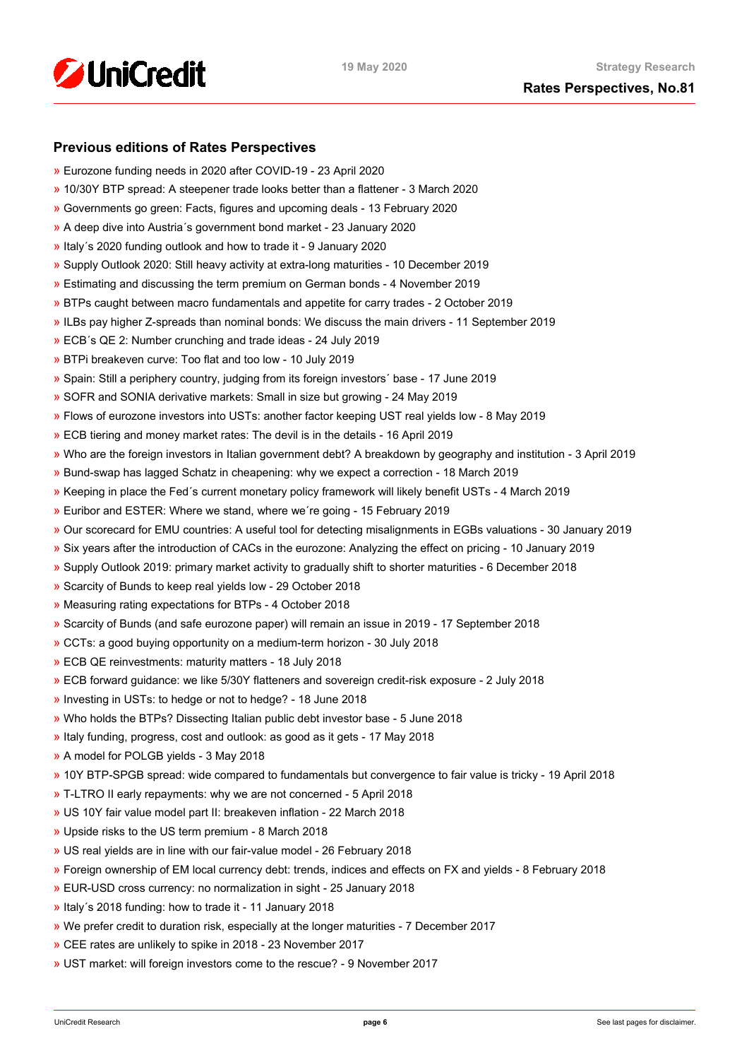## Previous editions of Rates Perspectives

- » Eurozone funding needs in 2020 after COVID-19 - 23 April 2020
- » 10/30Y BTP spread: A steepener trade looks better than a flattener - 3 March 2020
- » Governments go green: Facts, figures and upcoming deals - 13 February 2020
- » A deep dive into Austria´s government bond market - 23 January 2020
- » Italy´s 2020 funding outlook and how to trade it - 9 January 2020
- » Supply Outlook 2020: Still heavy activity at extra-long maturities - 10 December 2019
- » Estimating and discussing the term premium on German bonds - 4 November 2019
- » BTPs caught between macro fundamentals and appetite for carry trades - 2 October 2019
- » ILBs pay higher Z-spreads than nominal bonds: We discuss the main drivers - 11 September 2019
- » ECB´s QE 2: Number crunching and trade ideas - 24 July 2019
- » BTPi breakeven curve: Too flat and too low - 10 July 2019
- » Spain: Still a periphery country, judging from its foreign investors´ base - 17 June 2019
- » SOFR and SONIA derivative markets: Small in size but growing - 24 May 2019
- » Flows of eurozone investors into USTs: another factor keeping UST real yields low - 8 May 2019
- » ECB tiering and money market rates: The devil is in the details - 16 April 2019
- » Who are the foreign investors in Italian government debt? A breakdown by geography and institution - 3 April 2019
- » Bund-swap has lagged Schatz in cheapening: why we expect a correction - 18 March 2019
- » Keeping in place the Fed´s current monetary policy framework will likely benefit USTs - 4 March 2019
- » Euribor and ESTER: Where we stand, where we´re going - 15 February 2019
- » Our scorecard for EMU countries: A useful tool for detecting misalignments in EGBs valuations - 30 January 2019
- » Six years after the introduction of CACs in the eurozone: Analyzing the effect on pricing - 10 January 2019
- » Supply Outlook 2019: primary market activity to gradually shift to shorter maturities - 6 December 2018
- » Scarcity of Bunds to keep real yields low - 29 October 2018
- » Measuring rating expectations for BTPs - 4 October 2018
- » Scarcity of Bunds (and safe eurozone paper) will remain an issue in 2019 - 17 September 2018
- » CCTs: a good buying opportunity on a medium-term horizon - 30 July 2018
- » ECB QE reinvestments: maturity matters - 18 July 2018
- » ECB forward guidance: we like 5/30Y flatteners and sovereign credit-risk exposure - 2 July 2018
- » Investing in USTs: to hedge or not to hedge? - 18 June 2018
- » Who holds the BTPs? Dissecting Italian public debt investor base - 5 June 2018
- » Italy funding, progress, cost and outlook: as good as it gets - 17 May 2018
- » A model for POLGB yields - 3 May 2018
- » 10Y BTP-SPGB spread: wide compared to fundamentals but convergence to fair value is tricky - 19 April 2018
- » T-LTRO II early repayments: why we are not concerned - 5 April 2018
- » US 10Y fair value model part II: breakeven inflation - 22 March 2018
- » Upside risks to the US term premium - 8 March 2018
- » US real yields are in line with our fair-value model - 26 February 2018
- » Foreign ownership of EM local currency debt: trends, indices and effects on FX and yields - 8 February 2018
- » EUR-USD cross currency: no normalization in sight - 25 January 2018
- » Italy´s 2018 funding: how to trade it - 11 January 2018
- » We prefer credit to duration risk, especially at the longer maturities - 7 December 2017
- » CEE rates are unlikely to spike in 2018 - 23 November 2017
- » UST market: will foreign investors come to the rescue? - 9 November 2017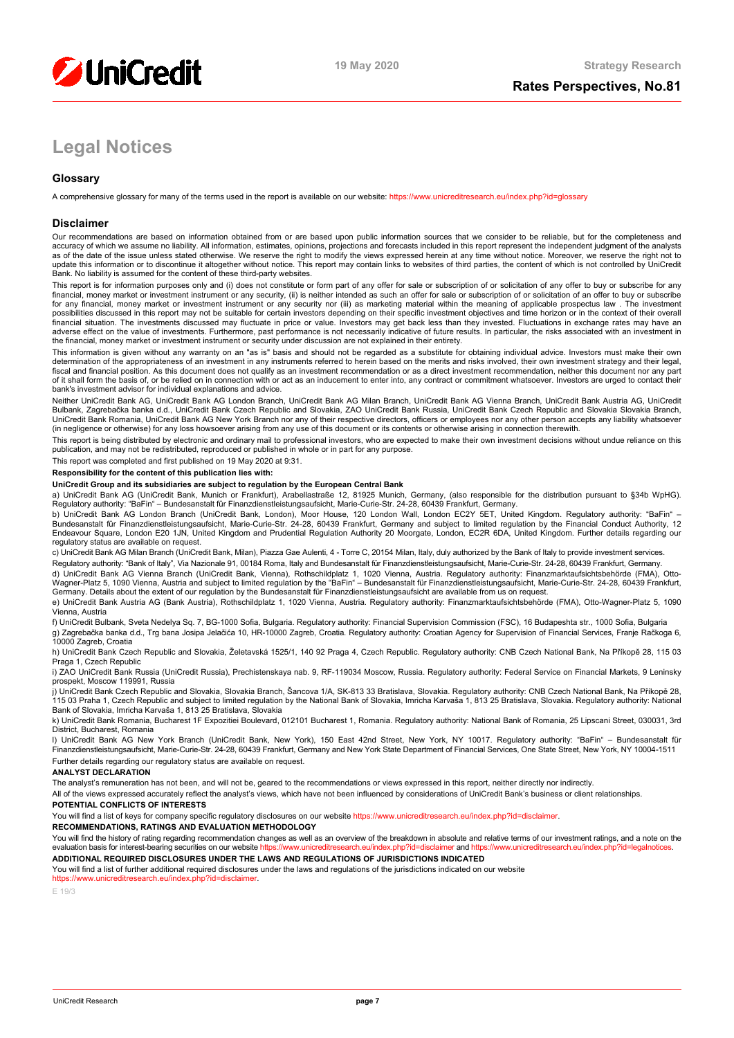# Legal Notices

## Glossary

A comprehensive glossary for many of the terms used in the report is available on our website: https://www.unicreditresearch.eu/index.php?id=glossary

## Disclaimer

Our recommendations are based on information obtained from or are based upon public information sources that we consider to be reliable, but for the completeness and accuracy of which we assume no liability. All information, estimates, opinions, projections and forecasts included in this report represent the independent judgment of the analysts as of the date of the issue unless stated otherwise. We reserve the right to modify the views expressed herein at any time without notice. Moreover, we reserve the right not to update this information or to discontinue it altogether without notice. This report may contain links to websites of third parties, the content of which is not controlled by UniCredit Bank. No liability is assumed for the content of these third-party websites.

This report is for information purposes only and (i) does not constitute or form part of any offer for sale or subscription of or solicitation of any offer to buy or subscribe for any financial, money market or investment instrument or any security, (ii) is neither intended as such an offer for sale or subscription of or solicitation of an offer to buy or subscribe for any financial, money market or investment instrument or any security nor (iii) as marketing material within the meaning of applicable prospectus law . The investment possibilities discussed in this report may not be suitable for certain investors depending on their specific investment objectives and time horizon or in the context of their overall financial situation. The investments discussed may fluctuate in price or value. Investors may get back less than they invested. Fluctuations in exchange rates may have an adverse effect on the value of investments. Furthermore, past performance is not necessarily indicative of future results. In particular, the risks associated with an investment in the financial, money market or investment instrument or security under discussion are not explained in their entirety.

This information is given without any warranty on an "as is" basis and should not be regarded as a substitute for obtaining individual advice. Investors must make their own determination of the appropriateness of an investment in any instruments referred to herein based on the merits and risks involved, their own investment strategy and their legal, fiscal and financial position. As this document does not qualify as an investment recommendation or as a direct investment recommendation, neither this document nor any part of it shall form the basis of, or be relied on in connection with or act as an inducement to enter into, any contract or commitment whatsoever. Investors are urged to contact their bank's investment advisor for individual explanations and advice.

Neither UniCredit Bank AG, UniCredit Bank AG London Branch, UniCredit Bank AG Milan Branch, UniCredit Bank AG Vienna Branch, UniCredit Bank Austria AG, UniCredit Bulbank, Zagrebačka banka d.d., UniCredit Bank Czech Republic and Slovakia, ZAO UniCredit Bank Russia, UniCredit Bank Czech Republic and Slovakia Slovakia Branch, UniCredit Bank Romania, UniCredit Bank AG New York Branch nor any of their respective directors, officers or employees nor any other person accepts any liability whatsoever (in negligence or otherwise) for any loss howsoever arising from any use of this document or its contents or otherwise arising in connection therewith.

This report is being distributed by electronic and ordinary mail to professional investors, who are expected to make their own investment decisions without undue reliance on this publication, and may not be redistributed, reproduced or published in whole or in part for any purpose.

This report was completed and first published on 19 May 2020 at 9:31.

**Responsibility for the content of this publication lies with:**

**UniCredit Group and its subsidiaries are subject to regulation by the European Central Bank**

a) UniCredit Bank AG (UniCredit Bank, Munich or Frankfurt), Arabellastraße 12, 81925 Munich, Germany, (also responsible for the distribution pursuant to §34b WpHG). Regulatory authority: "BaFin" – Bundesanstalt für Finanzdienstleistungsaufsicht, Marie-Curie-Str. 24-28, 60439 Frankfurt, Germany.

b) UniCredit Bank AG London Branch (UniCredit Bank, London), Moor House, 120 London Wall, London EC2Y 5ET, United Kingdom. Regulatory authority: "BaFin" – Bundesanstalt für Finanzdienstleistungsaufsicht, Marie-Curie-Str. 24-28, 60439 Frankfurt, Germany and subject to limited regulation by the Financial Conduct Authority, 12 Endeavour Square, London E20 1JN, United Kingdom and Prudential Regulation Authority 20 Moorgate, London, EC2R 6DA, United Kingdom. Further details regarding our regulatory status are available on request.

c) UniCredit Bank AG Milan Branch (UniCredit Bank, Milan), Piazza Gae Aulenti, 4 - Torre C, 20154 Milan, Italy, duly authorized by the Bank of Italy to provide investment services.

Regulatory authority: "Bank of Italy", Via Nazionale 91, 00184 Roma, Italy and Bundesanstalt für Finanzdienstleistungsaufsicht, Marie-Curie-Str. 24-28, 60439 Frankfurt, Germany.

d) UniCredit Bank AG Vienna Branch (UniCredit Bank, Vienna), Rothschildplatz 1, 1020 Vienna, Austria. Regulatory authority: Finanzmarktaufsichtsbehörde (FMA), Otto-Wagner-Platz 5, 1090 Vienna, Austria and subject to limited regulation by the "BaFin" – Bundesanstalt für Finanzdienstleistungsaufsicht, Marie-Curie-Str. 24-28, 60439 Frankfurt, Germany. Details about the extent of our regulation by the Bundesanstalt für Finanzdienstleistungsaufsicht are available from us on request.

e) UniCredit Bank Austria AG (Bank Austria), Rothschildplatz 1, 1020 Vienna, Austria. Regulatory authority: Finanzmarktaufsichtsbehörde (FMA), Otto-Wagner-Platz 5, 1090 Vienna, Austria

f) UniCredit Bulbank, Sveta Nedelya Sq. 7, BG-1000 Sofia, Bulgaria. Regulatory authority: Financial Supervision Commission (FSC), 16 Budapeshta str., 1000 Sofia, Bulgaria

g) Zagrebačka banka d.d., Trg bana Josipa Jelačića 10, HR-10000 Zagreb, Croatia. Regulatory authority: Croatian Agency for Supervision of Financial Services, Franje Račkoga 6, 10000 Zagreb, Croatia

h) UniCredit Bank Czech Republic and Slovakia, Želetavská 1525/1, 140 92 Praga 4, Czech Republic. Regulatory authority: CNB Czech National Bank, Na Příkopě 28, 115 03 Praga 1, Czech Republic

i) ZAO UniCredit Bank Russia (UniCredit Russia), Prechistenskaya nab. 9, RF-119034 Moscow, Russia. Regulatory authority: Federal Service on Financial Markets, 9 Leninsky prospekt, Moscow 119991, Russia

j) UniCredit Bank Czech Republic and Slovakia, Slovakia Branch, Šancova 1/A, SK-813 33 Bratislava, Slovakia. Regulatory authority: CNB Czech National Bank, Na Příkopě 28, 115 03 Praha 1, Czech Republic and subject to limited regulation by the National Bank of Slovakia, Imricha Karvaša 1, 813 25 Bratislava, Slovakia. Regulatory authority: National Bank of Slovakia, Imricha Karvaša 1, 813 25 Bratislava, Slovakia

k) UniCredit Bank Romania, Bucharest 1F Expozitiei Boulevard, 012101 Bucharest 1, Romania. Regulatory authority: National Bank of Romania, 25 Lipscani Street, 030031, 3rd District, Bucharest, Romania

l) UniCredit Bank AG New York Branch (UniCredit Bank, New York), 150 East 42nd Street, New York, NY 10017. Regulatory authority: "BaFin" – Bundesanstalt für Finanzdienstleistungsaufsicht, Marie-Curie-Str. 24-28, 60439 Frankfurt, Germany and New York State Department of Financial Services, One State Street, New York, NY 10004-1511

Further details regarding our regulatory status are available on request.

**ANALYST DECLARATION**

The analyst's remuneration has not been, and will not be, geared to the recommendations or views expressed in this report, neither directly nor indirectly.

All of the views expressed accurately reflect the analyst's views, which have not been influenced by considerations of UniCredit Bank's business or client relationships.

**POTENTIAL CONFLICTS OF INTERESTS**

You will find a list of keys for company specific regulatory disclosures on our website https://www.unicreditresearch.eu/index.php?id=disclaimer.

**RECOMMENDATIONS, RATINGS AND EVALUATION METHODOLOGY**

You will find the history of rating regarding recommendation changes as well as an overview of the breakdown in absolute and relative terms of our investment ratings, and a note on the evaluation basis for interest-bearing securities on our website https://www.unicreditresearch.eu/index.php?id=disclaimer and https://www.unicreditresearch.eu/index.php?id=legalnotices.

**ADDITIONAL REQUIRED DISCLOSURES UNDER THE LAWS AND REGULATIONS OF JURISDICTIONS INDICATED**

You will find a list of further additional required disclosures under the laws and regulations of the jurisdictions indicated on our website https://www.unicreditresearch.eu/index.php?id=disclaimer.

E 19/3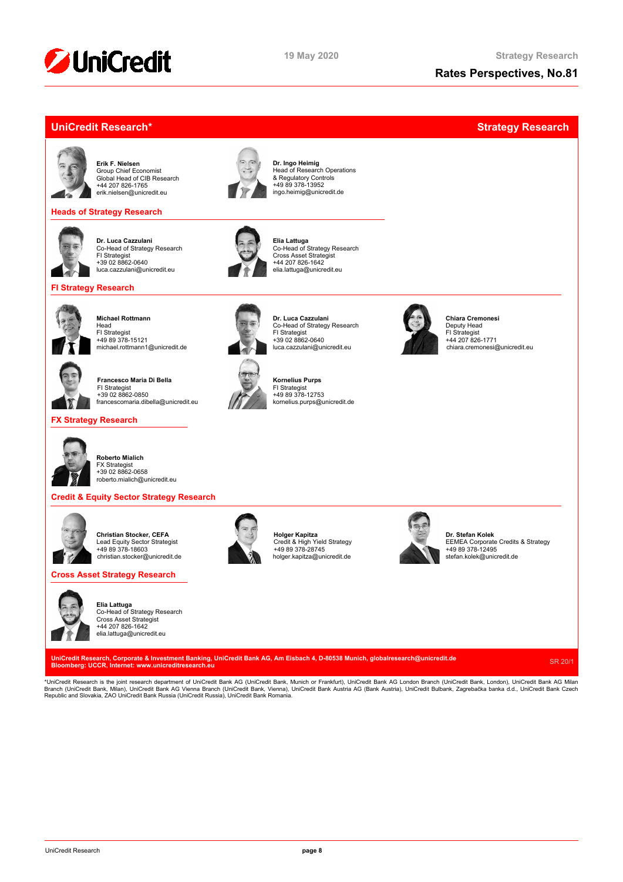## UniCredit Research*

## Strategy Research

**Erik F. Nielsen**
Group Chief Economist
Global Head of CIB Research
+44 207 826-1765
erik.nielsen@unicredit.eu

**Dr. Ingo Heimig**
Head of Research Operations
& Regulatory Controls
+49 89 378-13952
ingo.heimig@unicredit.de

### Heads of Strategy Research

**Dr. Luca Cazzulani**
Co-Head of Strategy Research
FI Strategist
+39 02 8862-0640
luca.cazzulani@unicredit.eu

**Elia Lattuga**
Co-Head of Strategy Research
Cross Asset Strategist
+44 207 826-1642
elia.lattuga@unicredit.eu

### FI Strategy Research

**Michael Rottmann**
Head
FI Strategist
+49 89 378-15121
michael.rottmann1@unicredit.de

**Dr. Luca Cazzulani**
Co-Head of Strategy Research
FI Strategist
+39 02 8862-0640
luca.cazzulani@unicredit.eu

**Chiara Cremonesi**
Deputy Head
FI Strategist
+44 207 826-1771
chiara.cremonesi@unicredit.eu

**Francesco Maria Di Bella**
FI Strategist
+39 02 8862-0850
francescomaria.dibella@unicredit.eu

**Kornelius Purps**
FI Strategist
+49 89 378-12753
kornelius.purps@unicredit.de

### FX Strategy Research

**Roberto Mialich**
FX Strategist
+39 02 8862-0658
roberto.mialich@unicredit.eu

### Credit & Equity Sector Strategy Research

**Christian Stocker, CEFA**
Lead Equity Sector Strategist
+49 89 378-18603
christian.stocker@unicredit.de

**Holger Kapitza**
Credit & High Yield Strategy
+49 89 378-28745
holger.kapitza@unicredit.de

**Dr. Stefan Kolek**
EEMEA Corporate Credits & Strategy
+49 89 378-12495
stefan.kolek@unicredit.de

### Cross Asset Strategy Research

**Elia Lattuga**
Co-Head of Strategy Research
Cross Asset Strategist
+44 207 826-1642
elia.lattuga@unicredit.eu

**UniCredit Research, Corporate & Investment Banking, UniCredit Bank AG, Am Eisbach 4, D-80538 Munich, globalresearch@unicredit.de**
**Bloomberg: UCCR, Internet: www.unicreditresearch.eu**

SR 20/1

*UniCredit Research is the joint research department of UniCredit Bank AG (UniCredit Bank, Munich or Frankfurt), UniCredit Bank AG London Branch (UniCredit Bank, London), UniCredit Bank AG Milan Branch (UniCredit Bank, Milan), UniCredit Bank AG Vienna Branch (UniCredit Bank, Vienna), UniCredit Bank Austria AG (Bank Austria), UniCredit Bulbank, Zagrebačka banka d.d., UniCredit Bank Czech Republic and Slovakia, ZAO UniCredit Bank Russia (UniCredit Russia), UniCredit Bank Romania.